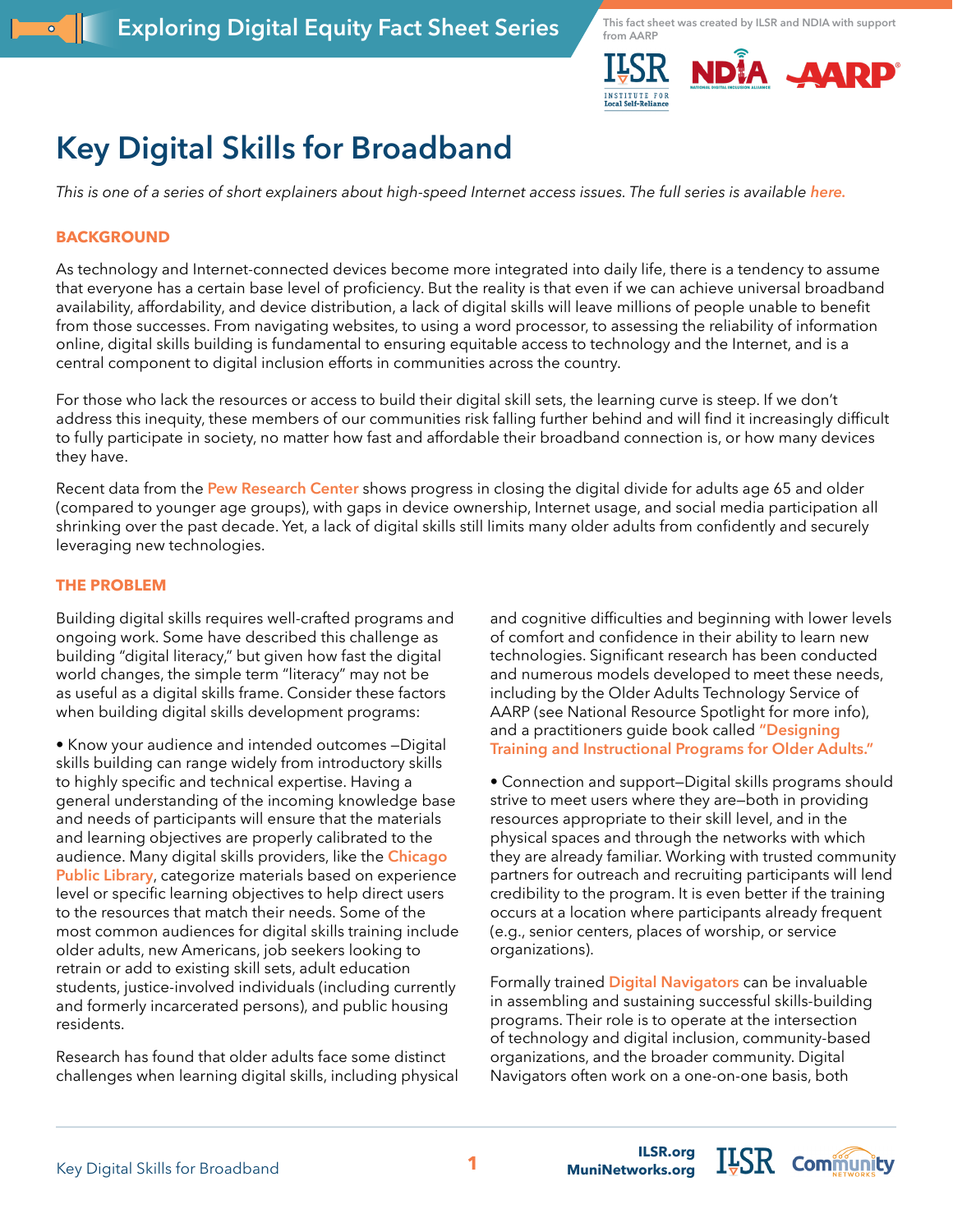Exploring Digital Equity Fact Sheet Series

This fact sheet was created by ILSR and NDIA with support from AARP

# Key Digital Skills for Broadband

*This is one of a series of short explainers about high-speed Internet access issues. The full series is available here.*

## BACKGROUND

As technology and Internet-connected devices become more integrated into daily life, there is a tendency to assume that everyone has a certain base level of proficiency. But the reality is that even if we can achieve universal broadband availability, affordability, and device distribution, a lack of digital skills will leave millions of people unable to benefit from those successes. From navigating websites, to using a word processor, to assessing the reliability of information online, digital skills building is fundamental to ensuring equitable access to technology and the Internet, and is a central component to digital inclusion efforts in communities across the country.

For those who lack the resources or access to build their digital skill sets, the learning curve is steep. If we don't address this inequity, these members of our communities risk falling further behind and will find it increasingly difficult to fully participate in society, no matter how fast and affordable their broadband connection is, or how many devices they have.

Recent data from the Pew Research Center shows progress in closing the digital divide for adults age 65 and older (compared to younger age groups), with gaps in device ownership, Internet usage, and social media participation all shrinking over the past decade. Yet, a lack of digital skills still limits many older adults from confidently and securely leveraging new technologies.

## THE PROBLEM

Building digital skills requires well-crafted programs and ongoing work. Some have described this challenge as building "digital literacy," but given how fast the digital world changes, the simple term "literacy" may not be as useful as a digital skills frame. Consider these factors when building digital skills development programs:

• Know your audience and intended outcomes —Digital skills building can range widely from introductory skills to highly specific and technical expertise. Having a general understanding of the incoming knowledge base and needs of participants will ensure that the materials and learning objectives are properly calibrated to the audience. Many digital skills providers, like the Chicago Public Library, categorize materials based on experience level or specific learning objectives to help direct users to the resources that match their needs. Some of the most common audiences for digital skills training include older adults, new Americans, job seekers looking to retrain or add to existing skill sets, adult education students, justice-involved individuals (including currently and formerly incarcerated persons), and public housing residents.

Research has found that older adults face some distinct challenges when learning digital skills, including physical and cognitive difficulties and beginning with lower levels of comfort and confidence in their ability to learn new technologies. Significant research has been conducted and numerous models developed to meet these needs, including by the Older Adults Technology Service of AARP (see National Resource Spotlight for more info), and a practitioners guide book called "Designing Training and Instructional Programs for Older Adults."

• Connection and support—Digital skills programs should strive to meet users where they are—both in providing resources appropriate to their skill level, and in the physical spaces and through the networks with which they are already familiar. Working with trusted community partners for outreach and recruiting participants will lend credibility to the program. It is even better if the training occurs at a location where participants already frequent (e.g., senior centers, places of worship, or service organizations).

Formally trained Digital Navigators can be invaluable in assembling and sustaining successful skills-building programs. Their role is to operate at the intersection of technology and digital inclusion, community-based organizations, and the broader community. Digital Navigators often work on a one-on-one basis, both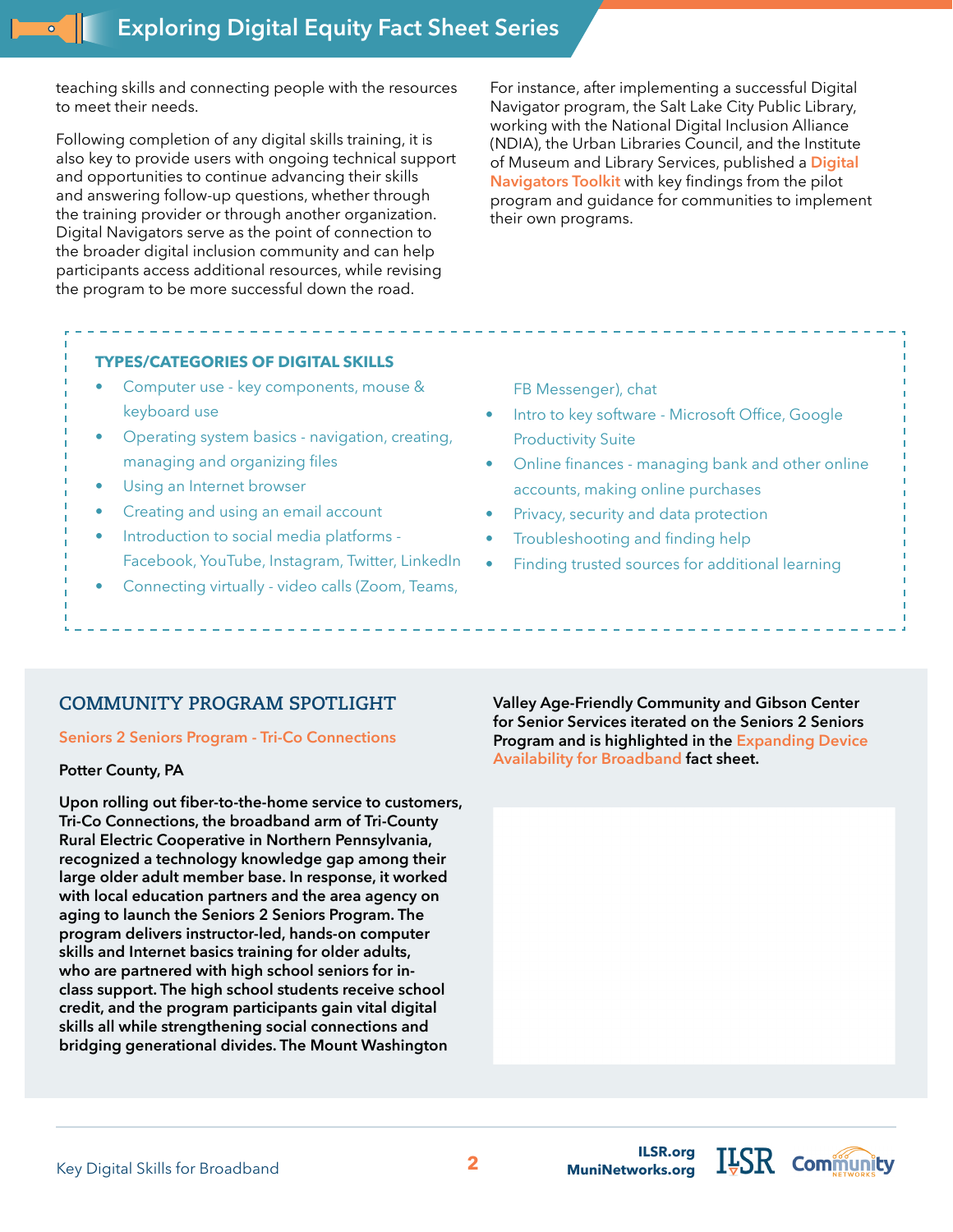teaching skills and connecting people with the resources to meet their needs.

Following completion of any digital skills training, it is also key to provide users with ongoing technical support and opportunities to continue advancing their skills and answering follow-up questions, whether through the training provider or through another organization. Digital Navigators serve as the point of connection to the broader digital inclusion community and can help participants access additional resources, while revising the program to be more successful down the road.

For instance, after implementing a successful Digital Navigator program, the Salt Lake City Public Library, working with the National Digital Inclusion Alliance (NDIA), the Urban Libraries Council, and the Institute of Museum and Library Services, published a Digital Navigators Toolkit with key findings from the pilot program and guidance for communities to implement their own programs.

## TYPES/CATEGORIES OF DIGITAL SKILLS

- Computer use - key components, mouse & keyboard use
- Operating system basics - navigation, creating, managing and organizing files
- Using an Internet browser
- Creating and using an email account
- Introduction to social media platforms - Facebook, YouTube, Instagram, Twitter, LinkedIn
- Connecting virtually - video calls (Zoom, Teams, FB Messenger), chat
- Intro to key software - Microsoft Office, Google Productivity Suite
- Online finances - managing bank and other online accounts, making online purchases
- Privacy, security and data protection
- Troubleshooting and finding help
- Finding trusted sources for additional learning

## COMMUNITY PROGRAM SPOTLIGHT

### Seniors 2 Seniors Program - Tri-Co Connections

**Potter County, PA**

**Upon rolling out fiber-to-the-home service to customers, Tri-Co Connections, the broadband arm of Tri-County Rural Electric Cooperative in Northern Pennsylvania, recognized a technology knowledge gap among their large older adult member base. In response, it worked with local education partners and the area agency on aging to launch the Seniors 2 Seniors Program. The program delivers instructor-led, hands-on computer skills and Internet basics training for older adults, who are partnered with high school seniors for in-class support. The high school students receive school credit, and the program participants gain vital digital skills all while strengthening social connections and bridging generational divides. The Mount Washington Valley Age-Friendly Community and Gibson Center for Senior Services iterated on the Seniors 2 Seniors Program and is highlighted in the Expanding Device Availability for Broadband fact sheet.**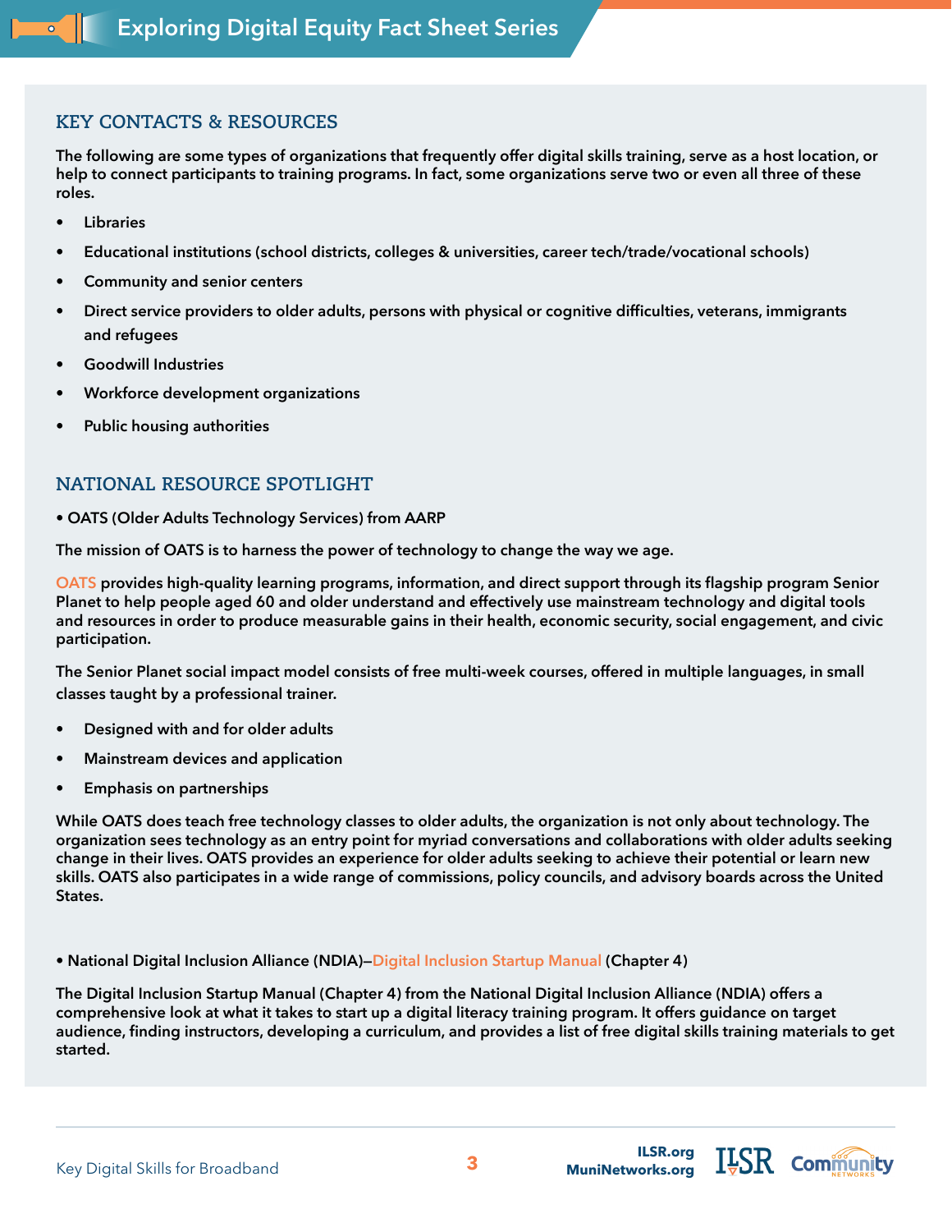## KEY CONTACTS & RESOURCES

The following are some types of organizations that frequently offer digital skills training, serve as a host location, or help to connect participants to training programs. In fact, some organizations serve two or even all three of these roles.

- Libraries
- Educational institutions (school districts, colleges & universities, career tech/trade/vocational schools)
- Community and senior centers
- Direct service providers to older adults, persons with physical or cognitive difficulties, veterans, immigrants and refugees
- Goodwill Industries
- Workforce development organizations
- Public housing authorities

## NATIONAL RESOURCE SPOTLIGHT

• OATS (Older Adults Technology Services) from AARP

The mission of OATS is to harness the power of technology to change the way we age.

OATS provides high-quality learning programs, information, and direct support through its flagship program Senior Planet to help people aged 60 and older understand and effectively use mainstream technology and digital tools and resources in order to produce measurable gains in their health, economic security, social engagement, and civic participation.

The Senior Planet social impact model consists of free multi-week courses, offered in multiple languages, in small classes taught by a professional trainer.

- Designed with and for older adults
- Mainstream devices and application
- Emphasis on partnerships

While OATS does teach free technology classes to older adults, the organization is not only about technology. The organization sees technology as an entry point for myriad conversations and collaborations with older adults seeking change in their lives. OATS provides an experience for older adults seeking to achieve their potential or learn new skills. OATS also participates in a wide range of commissions, policy councils, and advisory boards across the United States.

• National Digital Inclusion Alliance (NDIA)—Digital Inclusion Startup Manual (Chapter 4)

The Digital Inclusion Startup Manual (Chapter 4) from the National Digital Inclusion Alliance (NDIA) offers a comprehensive look at what it takes to start up a digital literacy training program. It offers guidance on target audience, finding instructors, developing a curriculum, and provides a list of free digital skills training materials to get started.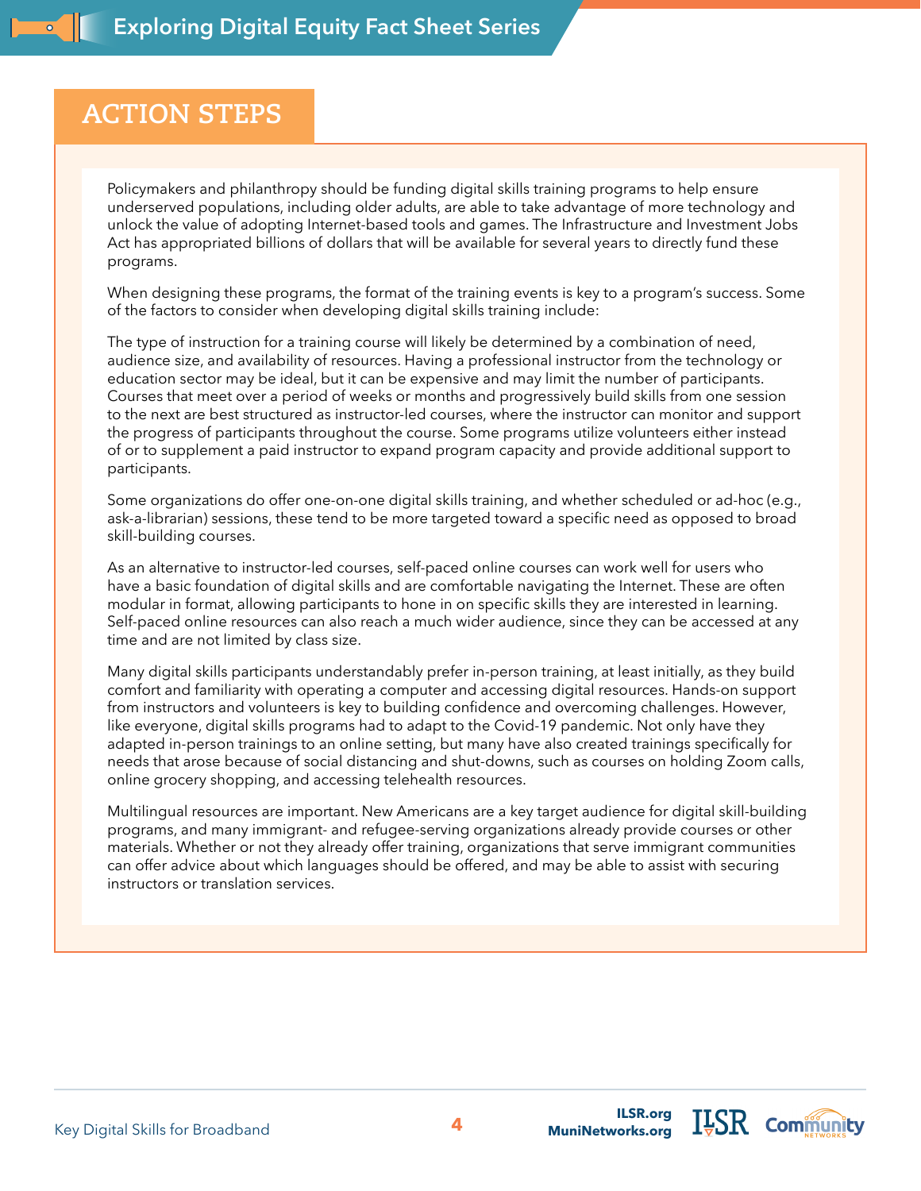## ACTION STEPS

Policymakers and philanthropy should be funding digital skills training programs to help ensure underserved populations, including older adults, are able to take advantage of more technology and unlock the value of adopting Internet-based tools and games. The Infrastructure and Investment Jobs Act has appropriated billions of dollars that will be available for several years to directly fund these programs.

When designing these programs, the format of the training events is key to a program's success. Some of the factors to consider when developing digital skills training include:

The type of instruction for a training course will likely be determined by a combination of need, audience size, and availability of resources. Having a professional instructor from the technology or education sector may be ideal, but it can be expensive and may limit the number of participants. Courses that meet over a period of weeks or months and progressively build skills from one session to the next are best structured as instructor-led courses, where the instructor can monitor and support the progress of participants throughout the course. Some programs utilize volunteers either instead of or to supplement a paid instructor to expand program capacity and provide additional support to participants.

Some organizations do offer one-on-one digital skills training, and whether scheduled or ad-hoc (e.g., ask-a-librarian) sessions, these tend to be more targeted toward a specific need as opposed to broad skill-building courses.

As an alternative to instructor-led courses, self-paced online courses can work well for users who have a basic foundation of digital skills and are comfortable navigating the Internet. These are often modular in format, allowing participants to hone in on specific skills they are interested in learning. Self-paced online resources can also reach a much wider audience, since they can be accessed at any time and are not limited by class size.

Many digital skills participants understandably prefer in-person training, at least initially, as they build comfort and familiarity with operating a computer and accessing digital resources. Hands-on support from instructors and volunteers is key to building confidence and overcoming challenges. However, like everyone, digital skills programs had to adapt to the Covid-19 pandemic. Not only have they adapted in-person trainings to an online setting, but many have also created trainings specifically for needs that arose because of social distancing and shut-downs, such as courses on holding Zoom calls, online grocery shopping, and accessing telehealth resources.

Multilingual resources are important. New Americans are a key target audience for digital skill-building programs, and many immigrant- and refugee-serving organizations already provide courses or other materials. Whether or not they already offer training, organizations that serve immigrant communities can offer advice about which languages should be offered, and may be able to assist with securing instructors or translation services.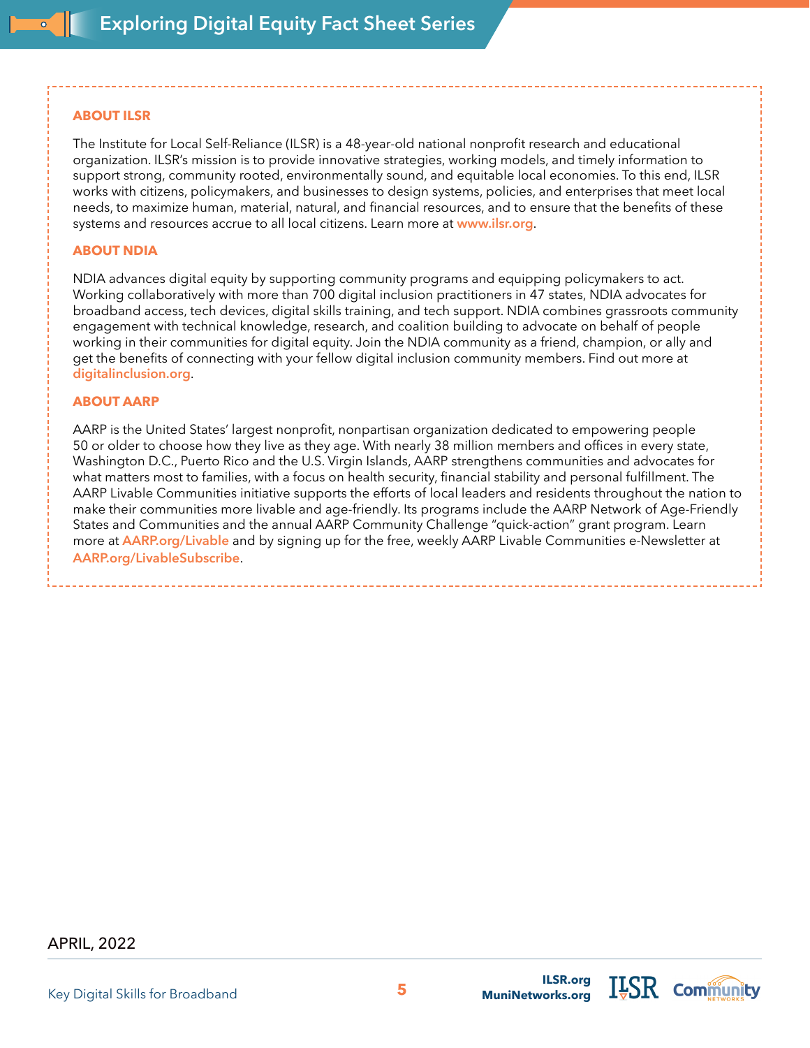## ABOUT ILSR

The Institute for Local Self-Reliance (ILSR) is a 48-year-old national nonprofit research and educational organization. ILSR's mission is to provide innovative strategies, working models, and timely information to support strong, community rooted, environmentally sound, and equitable local economies. To this end, ILSR works with citizens, policymakers, and businesses to design systems, policies, and enterprises that meet local needs, to maximize human, material, natural, and financial resources, and to ensure that the benefits of these systems and resources accrue to all local citizens. Learn more at www.ilsr.org.

## ABOUT NDIA

NDIA advances digital equity by supporting community programs and equipping policymakers to act. Working collaboratively with more than 700 digital inclusion practitioners in 47 states, NDIA advocates for broadband access, tech devices, digital skills training, and tech support. NDIA combines grassroots community engagement with technical knowledge, research, and coalition building to advocate on behalf of people working in their communities for digital equity. Join the NDIA community as a friend, champion, or ally and get the benefits of connecting with your fellow digital inclusion community members. Find out more at digitalinclusion.org.

## ABOUT AARP

AARP is the United States' largest nonprofit, nonpartisan organization dedicated to empowering people 50 or older to choose how they live as they age. With nearly 38 million members and offices in every state, Washington D.C., Puerto Rico and the U.S. Virgin Islands, AARP strengthens communities and advocates for what matters most to families, with a focus on health security, financial stability and personal fulfillment. The AARP Livable Communities initiative supports the efforts of local leaders and residents throughout the nation to make their communities more livable and age-friendly. Its programs include the AARP Network of Age-Friendly States and Communities and the annual AARP Community Challenge "quick-action" grant program. Learn more at AARP.org/Livable and by signing up for the free, weekly AARP Livable Communities e-Newsletter at AARP.org/LivableSubscribe.

APRIL, 2022